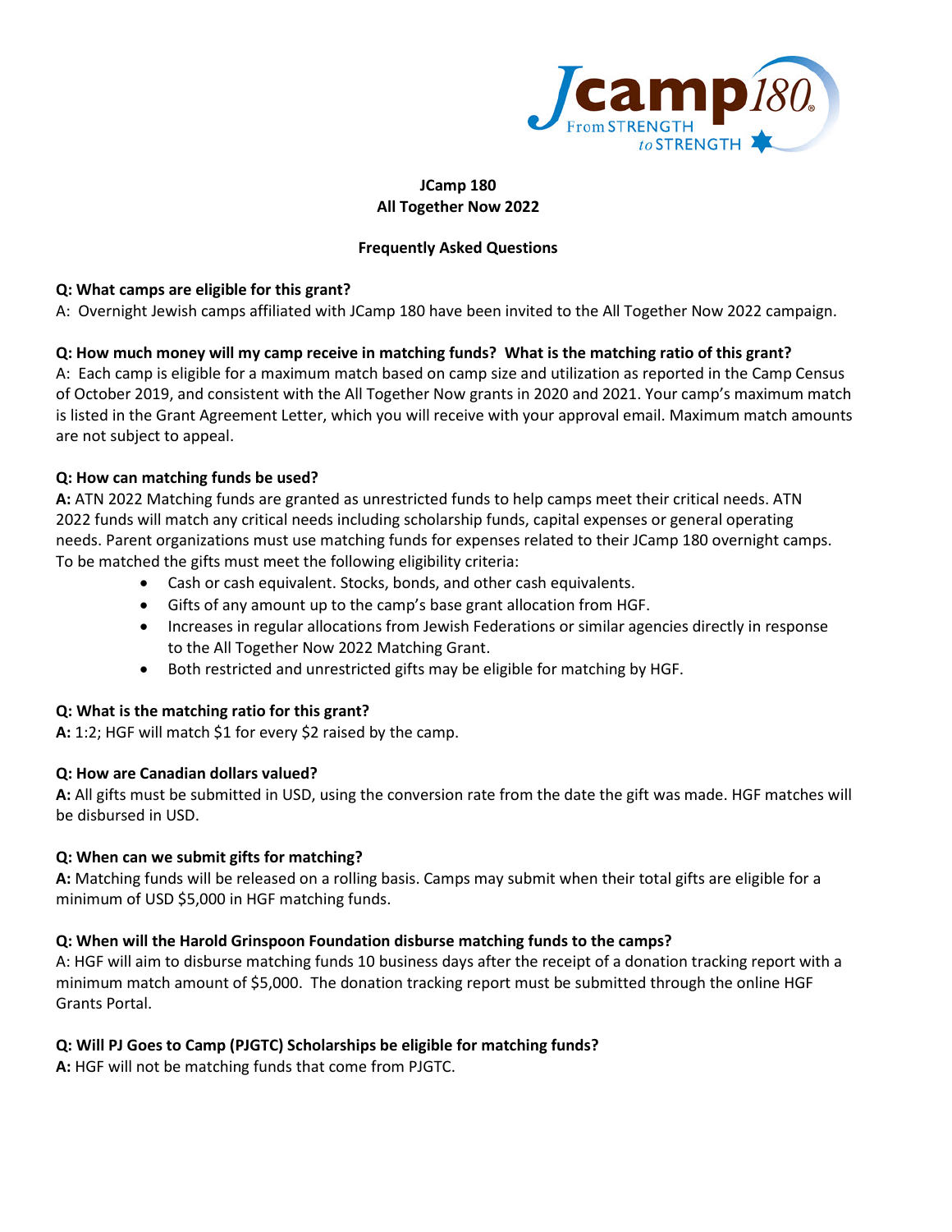# JCamp 180
## All Together Now 2022

### Frequently Asked Questions

**Q: What camps are eligible for this grant?**
A: Overnight Jewish camps affiliated with JCamp 180 have been invited to the All Together Now 2022 campaign.

**Q: How much money will my camp receive in matching funds? What is the matching ratio of this grant?**
A: Each camp is eligible for a maximum match based on camp size and utilization as reported in the Camp Census of October 2019, and consistent with the All Together Now grants in 2020 and 2021. Your camp's maximum match is listed in the Grant Agreement Letter, which you will receive with your approval email. Maximum match amounts are not subject to appeal.

**Q: How can matching funds be used?**
**A:** ATN 2022 Matching funds are granted as unrestricted funds to help camps meet their critical needs. ATN 2022 funds will match any critical needs including scholarship funds, capital expenses or general operating needs. Parent organizations must use matching funds for expenses related to their JCamp 180 overnight camps. To be matched the gifts must meet the following eligibility criteria:

- Cash or cash equivalent. Stocks, bonds, and other cash equivalents.
- Gifts of any amount up to the camp's base grant allocation from HGF.
- Increases in regular allocations from Jewish Federations or similar agencies directly in response to the All Together Now 2022 Matching Grant.
- Both restricted and unrestricted gifts may be eligible for matching by HGF.

**Q: What is the matching ratio for this grant?**
**A:** 1:2; HGF will match $1 for every $2 raised by the camp.

**Q: How are Canadian dollars valued?**
**A:** All gifts must be submitted in USD, using the conversion rate from the date the gift was made. HGF matches will be disbursed in USD.

**Q: When can we submit gifts for matching?**
**A:** Matching funds will be released on a rolling basis. Camps may submit when their total gifts are eligible for a minimum of USD $5,000 in HGF matching funds.

**Q: When will the Harold Grinspoon Foundation disburse matching funds to the camps?**
A: HGF will aim to disburse matching funds 10 business days after the receipt of a donation tracking report with a minimum match amount of $5,000. The donation tracking report must be submitted through the online HGF Grants Portal.

**Q: Will PJ Goes to Camp (PJGTC) Scholarships be eligible for matching funds?**
**A:** HGF will not be matching funds that come from PJGTC.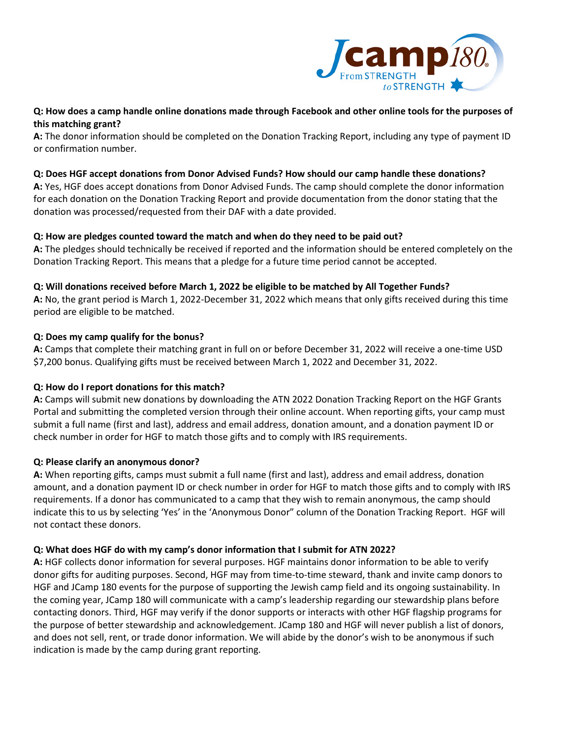**Q: How does a camp handle online donations made through Facebook and other online tools for the purposes of this matching grant?**
**A:** The donor information should be completed on the Donation Tracking Report, including any type of payment ID or confirmation number.

**Q: Does HGF accept donations from Donor Advised Funds? How should our camp handle these donations?**
**A:** Yes, HGF does accept donations from Donor Advised Funds. The camp should complete the donor information for each donation on the Donation Tracking Report and provide documentation from the donor stating that the donation was processed/requested from their DAF with a date provided.

**Q: How are pledges counted toward the match and when do they need to be paid out?**
**A:** The pledges should technically be received if reported and the information should be entered completely on the Donation Tracking Report. This means that a pledge for a future time period cannot be accepted.

**Q: Will donations received before March 1, 2022 be eligible to be matched by All Together Funds?**
**A:** No, the grant period is March 1, 2022-December 31, 2022 which means that only gifts received during this time period are eligible to be matched.

**Q: Does my camp qualify for the bonus?**
**A:** Camps that complete their matching grant in full on or before December 31, 2022 will receive a one-time USD $7,200 bonus. Qualifying gifts must be received between March 1, 2022 and December 31, 2022.

**Q: How do I report donations for this match?**
**A:** Camps will submit new donations by downloading the ATN 2022 Donation Tracking Report on the HGF Grants Portal and submitting the completed version through their online account. When reporting gifts, your camp must submit a full name (first and last), address and email address, donation amount, and a donation payment ID or check number in order for HGF to match those gifts and to comply with IRS requirements.

**Q: Please clarify an anonymous donor?**
**A:** When reporting gifts, camps must submit a full name (first and last), address and email address, donation amount, and a donation payment ID or check number in order for HGF to match those gifts and to comply with IRS requirements. If a donor has communicated to a camp that they wish to remain anonymous, the camp should indicate this to us by selecting 'Yes' in the 'Anonymous Donor" column of the Donation Tracking Report. HGF will not contact these donors.

**Q: What does HGF do with my camp's donor information that I submit for ATN 2022?**
**A:** HGF collects donor information for several purposes. HGF maintains donor information to be able to verify donor gifts for auditing purposes. Second, HGF may from time-to-time steward, thank and invite camp donors to HGF and JCamp 180 events for the purpose of supporting the Jewish camp field and its ongoing sustainability. In the coming year, JCamp 180 will communicate with a camp's leadership regarding our stewardship plans before contacting donors. Third, HGF may verify if the donor supports or interacts with other HGF flagship programs for the purpose of better stewardship and acknowledgement. JCamp 180 and HGF will never publish a list of donors, and does not sell, rent, or trade donor information. We will abide by the donor's wish to be anonymous if such indication is made by the camp during grant reporting.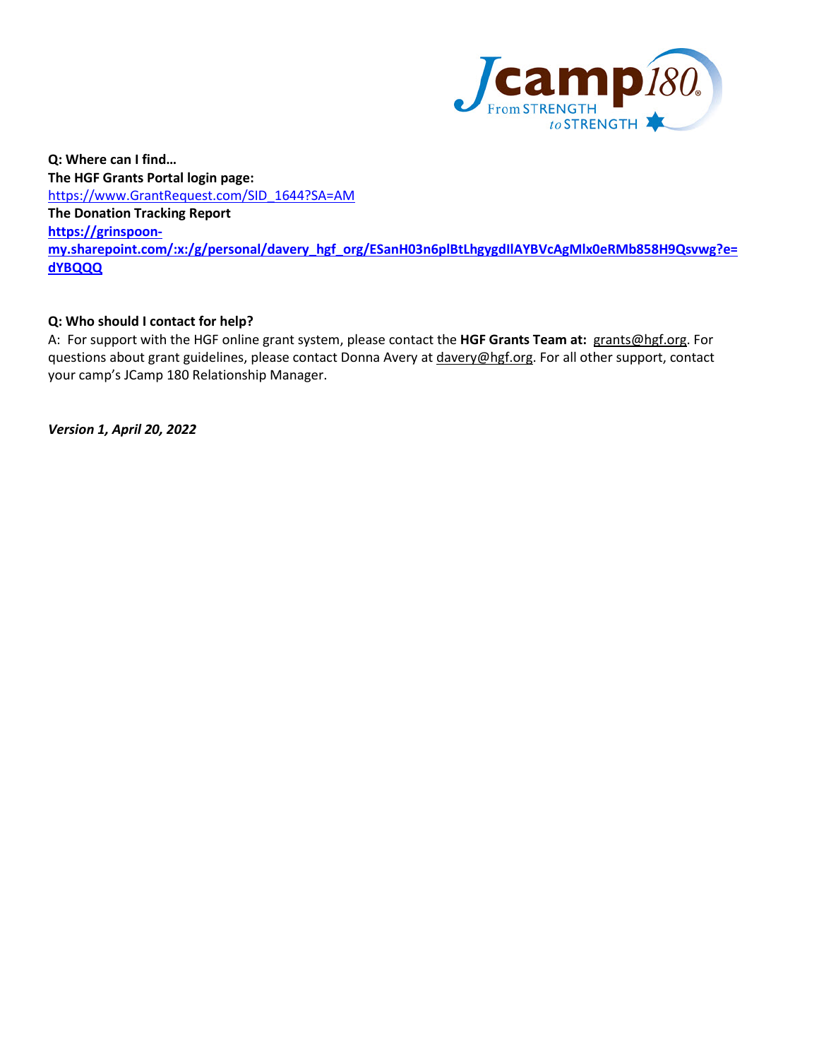**Q: Where can I find…**
**The HGF Grants Portal login page:**
https://www.GrantRequest.com/SID_1644?SA=AM
**The Donation Tracking Report**
**https://grinspoon-my.sharepoint.com/:x:/g/personal/davery_hgf_org/ESanH03n6plBtLhgygdIlAYBVcAgMlx0eRMb858H9Qsvwg?e=dYBQQQ**

**Q: Who should I contact for help?**
A: For support with the HGF online grant system, please contact the **HGF Grants Team at:** grants@hgf.org. For questions about grant guidelines, please contact Donna Avery at davery@hgf.org. For all other support, contact your camp's JCamp 180 Relationship Manager.

***Version 1, April 20, 2022***